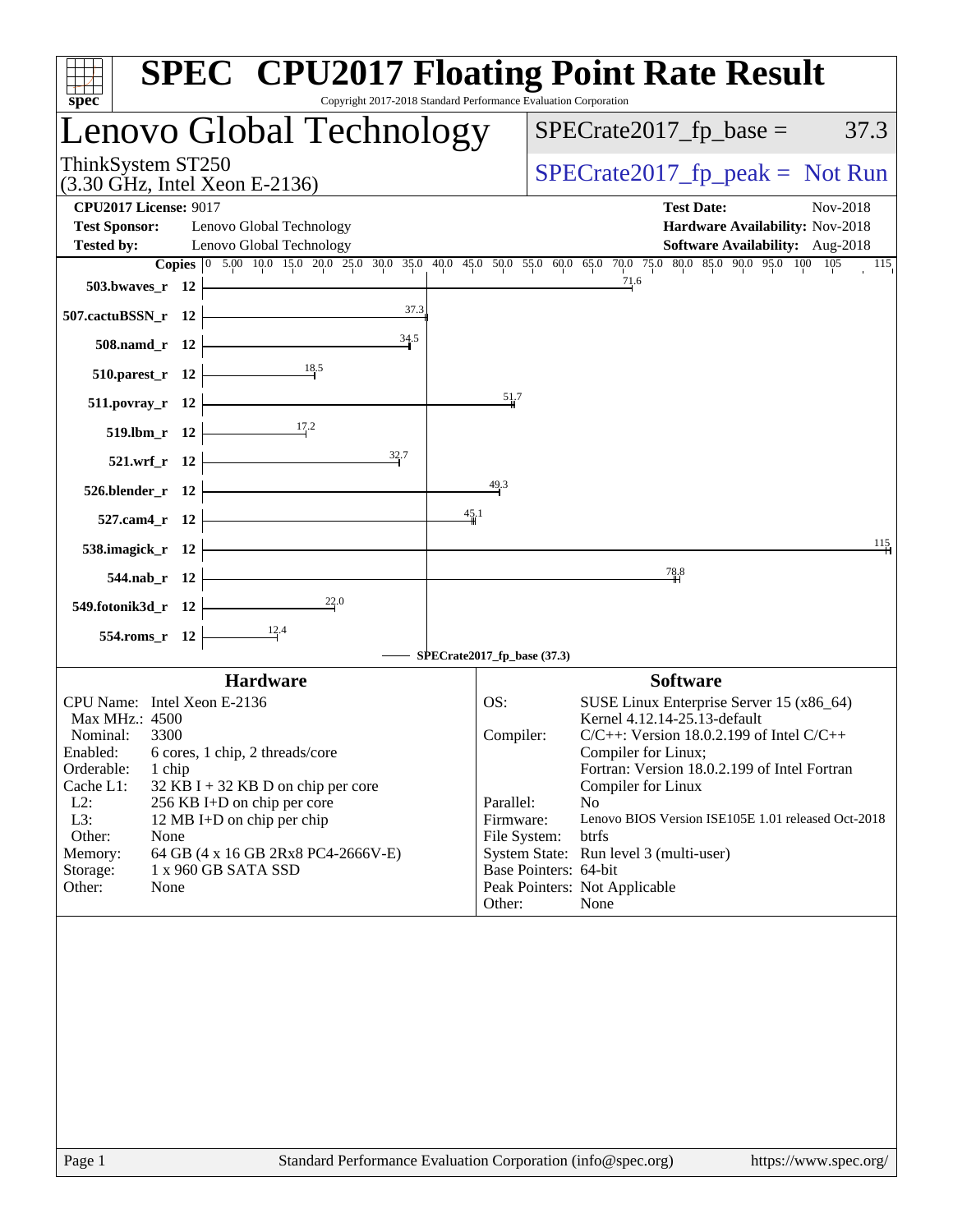# SPEC CPU2017 Floating Point Rate Result

Copyright 2017-2018 Standard Performance Evaluation Corporation

## Lenovo Global Technology

ThinkSystem ST250
(3.30 GHz, Intel Xeon E-2136)

SPECrate2017_fp_base = 37.3

SPECrate2017_fp_peak = Not Run

**CPU2017 License:** 9017
**Test Sponsor:** Lenovo Global Technology
**Tested by:** Lenovo Global Technology

**Test Date:** Nov-2018
**Hardware Availability:** Nov-2018
**Software Availability:** Aug-2018

| Benchmark | Copies | Base Ratio |
|---|---|---|
| 503.bwaves_r | 12 | 71.6 |
| 507.cactuBSSN_r | 12 | 37.3 |
| 508.namd_r | 12 | 34.5 |
| 510.parest_r | 12 | 18.5 |
| 511.povray_r | 12 | 51.7 |
| 519.lbm_r | 12 | 17.2 |
| 521.wrf_r | 12 | 32.7 |
| 526.blender_r | 12 | 49.3 |
| 527.cam4_r | 12 | 45.1 |
| 538.imagick_r | 12 | 115 |
| 544.nab_r | 12 | 78.8 |
| 549.fotonik3d_r | 12 | 22.0 |
| 554.roms_r | 12 | 12.4 |

SPECrate2017_fp_base (37.3)

### Hardware

CPU Name: Intel Xeon E-2136
Max MHz.: 4500
Nominal: 3300
Enabled: 6 cores, 1 chip, 2 threads/core
Orderable: 1 chip
Cache L1: 32 KB I + 32 KB D on chip per core
L2: 256 KB I+D on chip per core
L3: 12 MB I+D on chip per chip
Other: None
Memory: 64 GB (4 x 16 GB 2Rx8 PC4-2666V-E)
Storage: 1 x 960 GB SATA SSD
Other: None

### Software

OS: SUSE Linux Enterprise Server 15 (x86_64)
Kernel 4.12.14-25.13-default
Compiler: C/C++: Version 18.0.2.199 of Intel C/C++ Compiler for Linux;
Fortran: Version 18.0.2.199 of Intel Fortran Compiler for Linux
Parallel: No
Firmware: Lenovo BIOS Version ISE105E 1.01 released Oct-2018
File System: btrfs
System State: Run level 3 (multi-user)
Base Pointers: 64-bit
Peak Pointers: Not Applicable
Other: None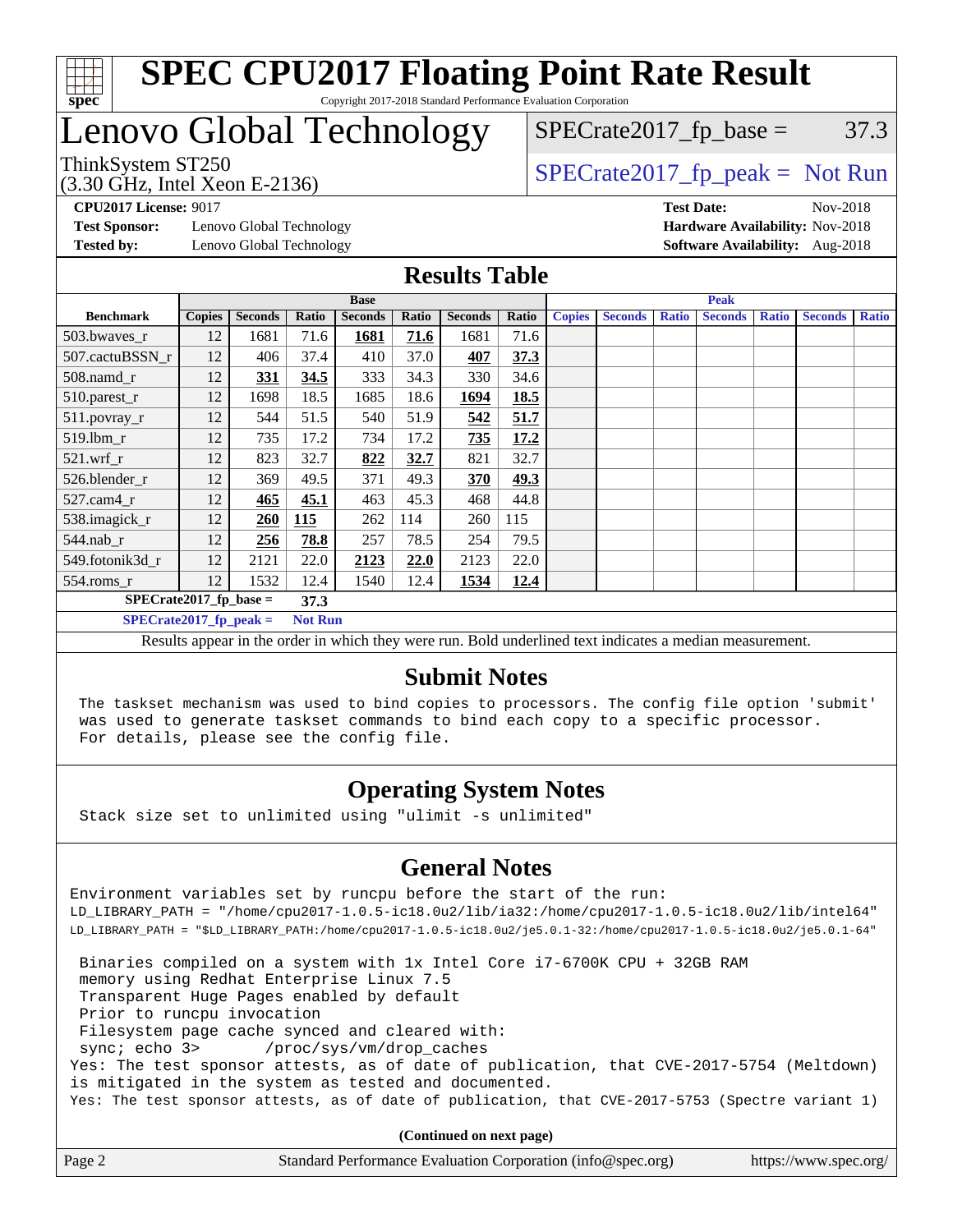# SPEC CPU2017 Floating Point Rate Result

Copyright 2017-2018 Standard Performance Evaluation Corporation

# Lenovo Global Technology

ThinkSystem ST250
(3.30 GHz, Intel Xeon E-2136)

SPECrate2017_fp_base = 37.3

SPECrate2017_fp_peak = Not Run

**CPU2017 License:** 9017
**Test Sponsor:** Lenovo Global Technology
**Tested by:** Lenovo Global Technology

**Test Date:** Nov-2018
**Hardware Availability:** Nov-2018
**Software Availability:** Aug-2018

## Results Table

| | Base | | | | | | | Peak | | | | | | |
|---|---|---|---|---|---|---|---|---|---|---|---|---|---|---|
| **Benchmark** | **Copies** | **Seconds** | **Ratio** | **Seconds** | **Ratio** | **Seconds** | **Ratio** | **Copies** | **Seconds** | **Ratio** | **Seconds** | **Ratio** | **Seconds** | **Ratio** |
| 503.bwaves_r | 12 | 1681 | 71.6 | **1681** | **71.6** | 1681 | 71.6 | | | | | | | |
| 507.cactuBSSN_r | 12 | 406 | 37.4 | 410 | 37.0 | **407** | **37.3** | | | | | | | |
| 508.namd_r | 12 | **331** | **34.5** | 333 | 34.3 | 330 | 34.6 | | | | | | | |
| 510.parest_r | 12 | 1698 | 18.5 | 1685 | 18.6 | **1694** | **18.5** | | | | | | | |
| 511.povray_r | 12 | 544 | 51.5 | 540 | 51.9 | **542** | **51.7** | | | | | | | |
| 519.lbm_r | 12 | 735 | 17.2 | 734 | 17.2 | **735** | **17.2** | | | | | | | |
| 521.wrf_r | 12 | 823 | 32.7 | **822** | **32.7** | 821 | 32.7 | | | | | | | |
| 526.blender_r | 12 | 369 | 49.5 | 371 | 49.3 | **370** | **49.3** | | | | | | | |
| 527.cam4_r | 12 | **465** | **45.1** | 463 | 45.3 | 468 | 44.8 | | | | | | | |
| 538.imagick_r | 12 | **260** | **115** | 262 | 114 | 260 | 115 | | | | | | | |
| 544.nab_r | 12 | **256** | **78.8** | 257 | 78.5 | 254 | 79.5 | | | | | | | |
| 549.fotonik3d_r | 12 | 2121 | 22.0 | **2123** | **22.0** | 2123 | 22.0 | | | | | | | |
| 554.roms_r | 12 | 1532 | 12.4 | 1540 | 12.4 | **1534** | **12.4** | | | | | | | |

**SPECrate2017_fp_base = 37.3**

**SPECrate2017_fp_peak = Not Run**

Results appear in the order in which they were run. Bold underlined text indicates a median measurement.

## Submit Notes

```
The taskset mechanism was used to bind copies to processors. The config file option 'submit'
was used to generate taskset commands to bind each copy to a specific processor.
For details, please see the config file.
```

## Operating System Notes

```
Stack size set to unlimited using "ulimit -s unlimited"
```

## General Notes

```
Environment variables set by runcpu before the start of the run:
LD_LIBRARY_PATH = "/home/cpu2017-1.0.5-ic18.0u2/lib/ia32:/home/cpu2017-1.0.5-ic18.0u2/lib/intel64"
LD_LIBRARY_PATH = "$LD_LIBRARY_PATH:/home/cpu2017-1.0.5-ic18.0u2/je5.0.1-32:/home/cpu2017-1.0.5-ic18.0u2/je5.0.1-64"

 Binaries compiled on a system with 1x Intel Core i7-6700K CPU + 32GB RAM
 memory using Redhat Enterprise Linux 7.5
 Transparent Huge Pages enabled by default
 Prior to runcpu invocation
 Filesystem page cache synced and cleared with:
 sync; echo 3>       /proc/sys/vm/drop_caches
Yes: The test sponsor attests, as of date of publication, that CVE-2017-5754 (Meltdown)
is mitigated in the system as tested and documented.
Yes: The test sponsor attests, as of date of publication, that CVE-2017-5753 (Spectre variant 1)
```

**(Continued on next page)**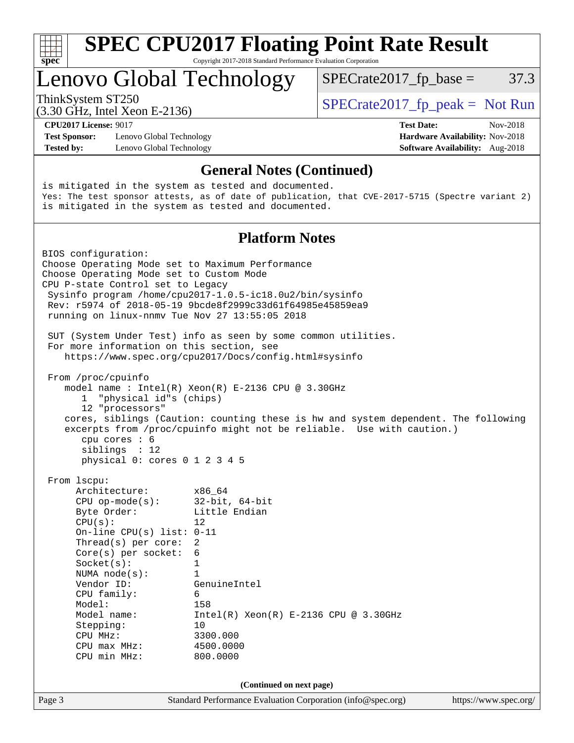# SPEC CPU2017 Floating Point Rate Result

Copyright 2017-2018 Standard Performance Evaluation Corporation

# Lenovo Global Technology

ThinkSystem ST250
(3.30 GHz, Intel Xeon E-2136)

SPECrate2017_fp_base = 37.3

SPECrate2017_fp_peak = Not Run

**CPU2017 License:** 9017
**Test Sponsor:** Lenovo Global Technology
**Tested by:** Lenovo Global Technology

**Test Date:** Nov-2018
**Hardware Availability:** Nov-2018
**Software Availability:** Aug-2018

## General Notes (Continued)

```
is mitigated in the system as tested and documented.
Yes: The test sponsor attests, as of date of publication, that CVE-2017-5715 (Spectre variant 2)
is mitigated in the system as tested and documented.
```

## Platform Notes

```
BIOS configuration:
Choose Operating Mode set to Maximum Performance
Choose Operating Mode set to Custom Mode
CPU P-state Control set to Legacy
 Sysinfo program /home/cpu2017-1.0.5-ic18.0u2/bin/sysinfo
 Rev: r5974 of 2018-05-19 9bcde8f2999c33d61f64985e45859ea9
 running on linux-nnmv Tue Nov 27 13:55:05 2018

 SUT (System Under Test) info as seen by some common utilities.
 For more information on this section, see
    https://www.spec.org/cpu2017/Docs/config.html#sysinfo

 From /proc/cpuinfo
    model name : Intel(R) Xeon(R) E-2136 CPU @ 3.30GHz
       1  "physical id"s (chips)
       12 "processors"
    cores, siblings (Caution: counting these is hw and system dependent. The following
    excerpts from /proc/cpuinfo might not be reliable.  Use with caution.)
       cpu cores : 6
       siblings  : 12
       physical 0: cores 0 1 2 3 4 5

 From lscpu:
      Architecture:        x86_64
      CPU op-mode(s):      32-bit, 64-bit
      Byte Order:          Little Endian
      CPU(s):              12
      On-line CPU(s) list: 0-11
      Thread(s) per core:  2
      Core(s) per socket:  6
      Socket(s):           1
      NUMA node(s):        1
      Vendor ID:           GenuineIntel
      CPU family:          6
      Model:               158
      Model name:          Intel(R) Xeon(R) E-2136 CPU @ 3.30GHz
      Stepping:            10
      CPU MHz:             3300.000
      CPU max MHz:         4500.0000
      CPU min MHz:         800.0000
```

**(Continued on next page)**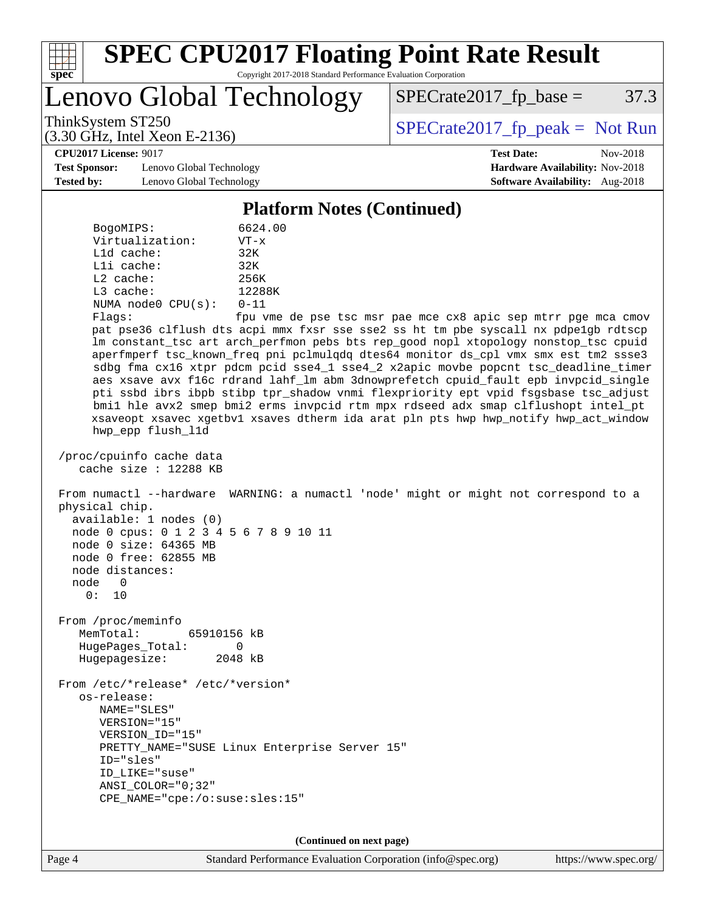## Platform Notes (Continued)

```
BogoMIPS:            6624.00
Virtualization:      VT-x
L1d cache:           32K
L1i cache:           32K
L2 cache:            256K
L3 cache:            12288K
NUMA node0 CPU(s):   0-11
Flags:               fpu vme de pse tsc msr pae mce cx8 apic sep mtrr pge mca cmov
pat pse36 clflush dts acpi mmx fxsr sse sse2 ss ht tm pbe syscall nx pdpe1gb rdtscp
lm constant_tsc art arch_perfmon pebs bts rep_good nopl xtopology nonstop_tsc cpuid
aperfmperf tsc_known_freq pni pclmulqdq dtes64 monitor ds_cpl vmx smx est tm2 ssse3
sdbg fma cx16 xtpr pdcm pcid sse4_1 sse4_2 x2apic movbe popcnt tsc_deadline_timer
aes xsave avx f16c rdrand lahf_lm abm 3dnowprefetch cpuid_fault epb invpcid_single
pti ssbd ibrs ibpb stibp tpr_shadow vnmi flexpriority ept vpid fsgsbase tsc_adjust
bmi1 hle avx2 smep bmi2 erms invpcid rtm mpx rdseed adx smap clflushopt intel_pt
xsaveopt xsavec xgetbv1 xsaves dtherm ida arat pln pts hwp hwp_notify hwp_act_window
hwp_epp flush_l1d

/proc/cpuinfo cache data
   cache size : 12288 KB

From numactl --hardware  WARNING: a numactl 'node' might or might not correspond to a
physical chip.
  available: 1 nodes (0)
  node 0 cpus: 0 1 2 3 4 5 6 7 8 9 10 11
  node 0 size: 64365 MB
  node 0 free: 62855 MB
  node distances:
  node   0
    0:  10

From /proc/meminfo
   MemTotal:       65910156 kB
   HugePages_Total:       0
   Hugepagesize:       2048 kB

From /etc/*release* /etc/*version*
   os-release:
      NAME="SLES"
      VERSION="15"
      VERSION_ID="15"
      PRETTY_NAME="SUSE Linux Enterprise Server 15"
      ID="sles"
      ID_LIKE="suse"
      ANSI_COLOR="0;32"
      CPE_NAME="cpe:/o:suse:sles:15"
```

(Continued on next page)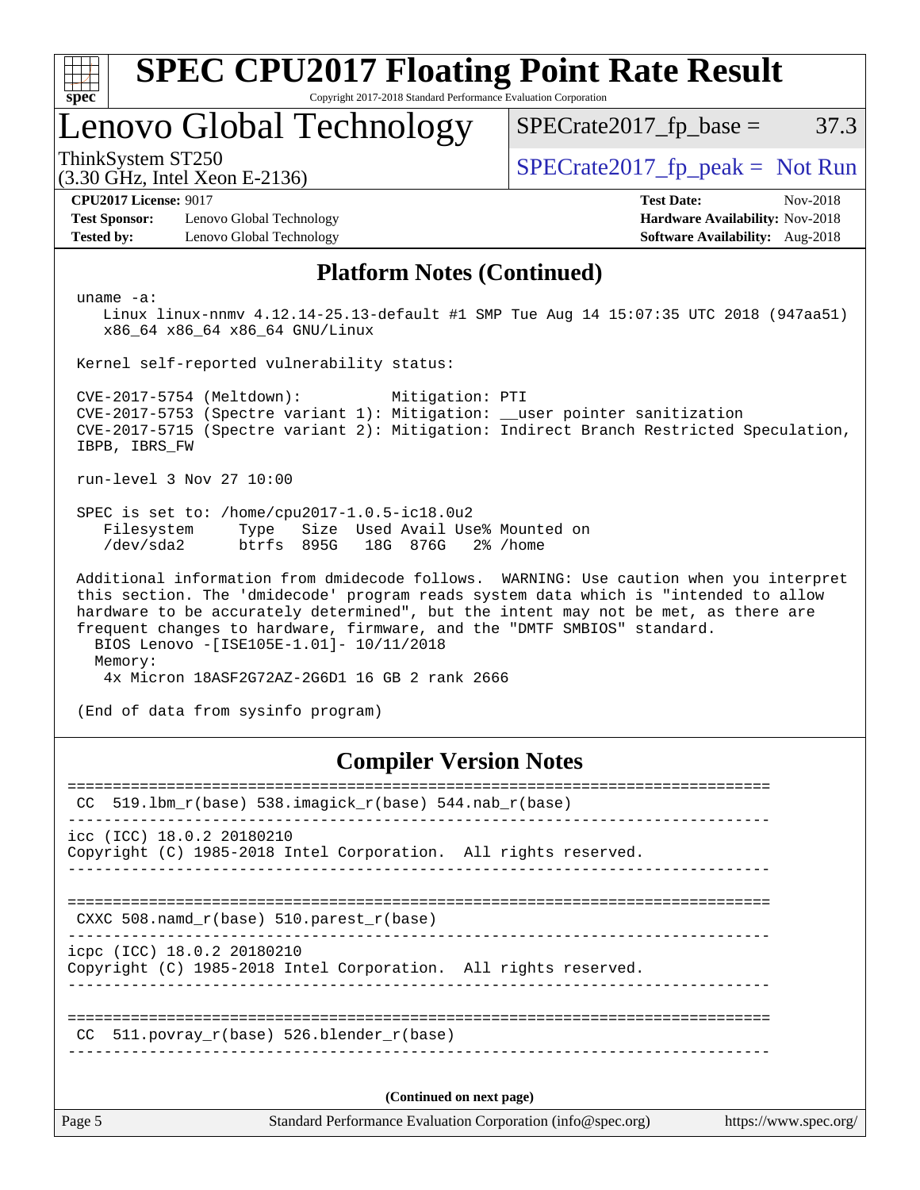## Platform Notes (Continued)

```
uname -a:
   Linux linux-nnmv 4.12.14-25.13-default #1 SMP Tue Aug 14 15:07:35 UTC 2018 (947aa51)
   x86_64 x86_64 x86_64 GNU/Linux

Kernel self-reported vulnerability status:

CVE-2017-5754 (Meltdown):          Mitigation: PTI
CVE-2017-5753 (Spectre variant 1): Mitigation: __user pointer sanitization
CVE-2017-5715 (Spectre variant 2): Mitigation: Indirect Branch Restricted Speculation,
IBPB, IBRS_FW

run-level 3 Nov 27 10:00

SPEC is set to: /home/cpu2017-1.0.5-ic18.0u2
   Filesystem     Type   Size  Used Avail Use% Mounted on
   /dev/sda2      btrfs  895G   18G  876G   2% /home

Additional information from dmidecode follows.  WARNING: Use caution when you interpret
this section. The 'dmidecode' program reads system data which is "intended to allow
hardware to be accurately determined", but the intent may not be met, as there are
frequent changes to hardware, firmware, and the "DMTF SMBIOS" standard.
  BIOS Lenovo -[ISE105E-1.01]- 10/11/2018
  Memory:
    4x Micron 18ASF2G72AZ-2G6D1 16 GB 2 rank 2666

(End of data from sysinfo program)
```

## Compiler Version Notes

```
==============================================================================
 CC  519.lbm_r(base) 538.imagick_r(base) 544.nab_r(base)
------------------------------------------------------------------------------
icc (ICC) 18.0.2 20180210
Copyright (C) 1985-2018 Intel Corporation.  All rights reserved.
------------------------------------------------------------------------------

==============================================================================
 CXXC 508.namd_r(base) 510.parest_r(base)
------------------------------------------------------------------------------
icpc (ICC) 18.0.2 20180210
Copyright (C) 1985-2018 Intel Corporation.  All rights reserved.
------------------------------------------------------------------------------

==============================================================================
 CC  511.povray_r(base) 526.blender_r(base)
------------------------------------------------------------------------------
```

(Continued on next page)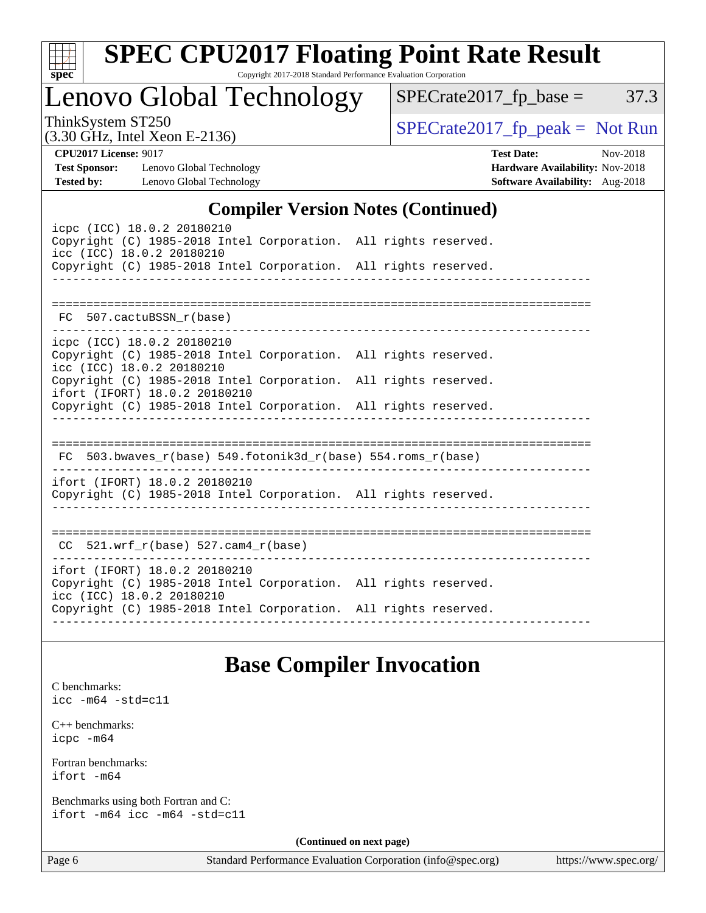## Compiler Version Notes (Continued)

```
icpc (ICC) 18.0.2 20180210
Copyright (C) 1985-2018 Intel Corporation.  All rights reserved.
icc (ICC) 18.0.2 20180210
Copyright (C) 1985-2018 Intel Corporation.  All rights reserved.
------------------------------------------------------------------------------

==============================================================================
 FC  507.cactuBSSN_r(base)
------------------------------------------------------------------------------
icpc (ICC) 18.0.2 20180210
Copyright (C) 1985-2018 Intel Corporation.  All rights reserved.
icc (ICC) 18.0.2 20180210
Copyright (C) 1985-2018 Intel Corporation.  All rights reserved.
ifort (IFORT) 18.0.2 20180210
Copyright (C) 1985-2018 Intel Corporation.  All rights reserved.
------------------------------------------------------------------------------

==============================================================================
 FC  503.bwaves_r(base) 549.fotonik3d_r(base) 554.roms_r(base)
------------------------------------------------------------------------------
ifort (IFORT) 18.0.2 20180210
Copyright (C) 1985-2018 Intel Corporation.  All rights reserved.
------------------------------------------------------------------------------

==============================================================================
 CC  521.wrf_r(base) 527.cam4_r(base)
------------------------------------------------------------------------------
ifort (IFORT) 18.0.2 20180210
Copyright (C) 1985-2018 Intel Corporation.  All rights reserved.
icc (ICC) 18.0.2 20180210
Copyright (C) 1985-2018 Intel Corporation.  All rights reserved.
------------------------------------------------------------------------------
```

## Base Compiler Invocation

C benchmarks:
```
icc -m64 -std=c11
```

C++ benchmarks:
```
icpc -m64
```

Fortran benchmarks:
```
ifort -m64
```

Benchmarks using both Fortran and C:
```
ifort -m64 icc -m64 -std=c11
```

**(Continued on next page)**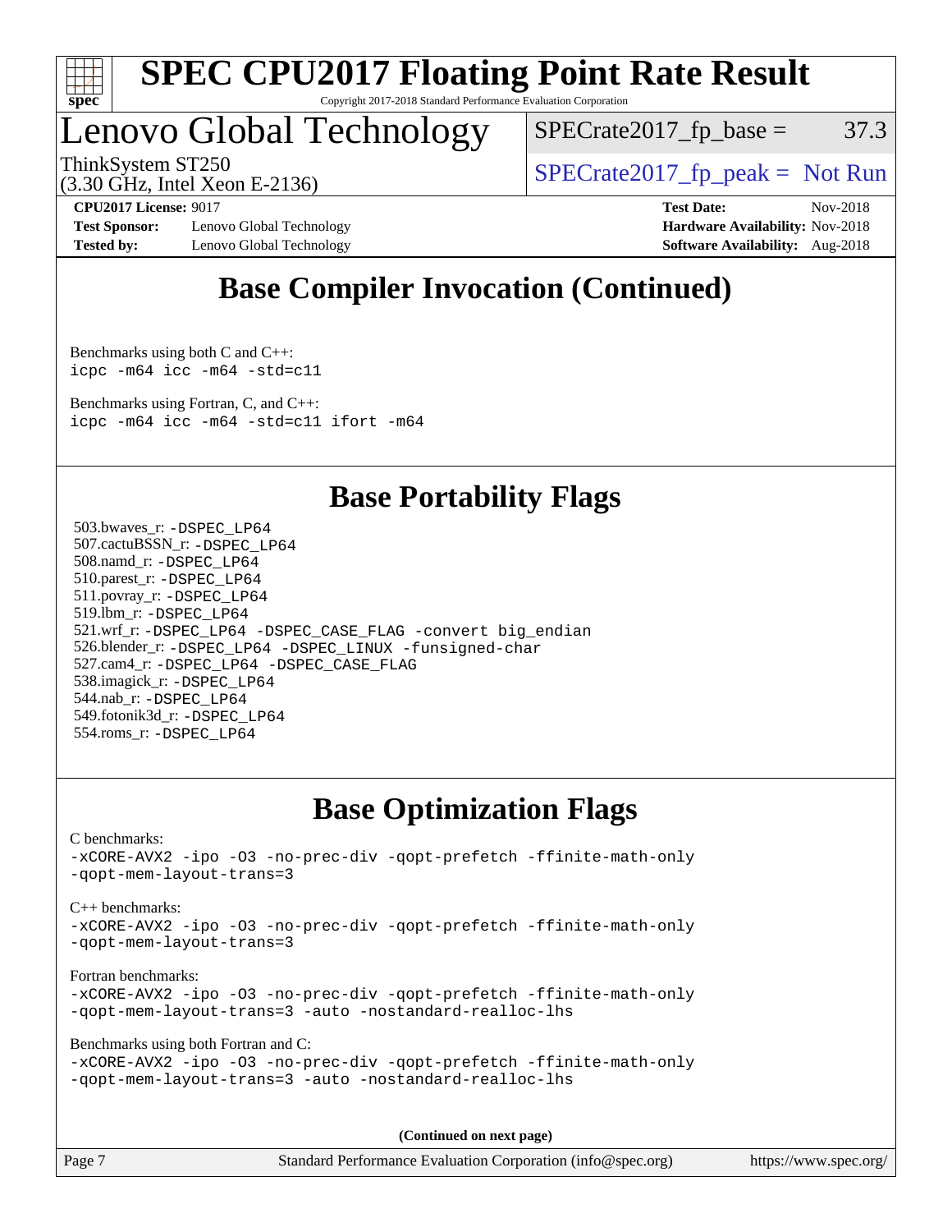# Lenovo Global Technology

ThinkSystem ST250
(3.30 GHz, Intel Xeon E-2136)

SPECrate2017_fp_base = 37.3

SPECrate2017_fp_peak = Not Run

**CPU2017 License:** 9017
**Test Sponsor:** Lenovo Global Technology
**Tested by:** Lenovo Global Technology

**Test Date:** Nov-2018
**Hardware Availability:** Nov-2018
**Software Availability:** Aug-2018

## Base Compiler Invocation (Continued)

Benchmarks using both C and C++:
`icpc -m64 icc -m64 -std=c11`

Benchmarks using Fortran, C, and C++:
`icpc -m64 icc -m64 -std=c11 ifort -m64`

## Base Portability Flags

503.bwaves_r: `-DSPEC_LP64`
507.cactuBSSN_r: `-DSPEC_LP64`
508.namd_r: `-DSPEC_LP64`
510.parest_r: `-DSPEC_LP64`
511.povray_r: `-DSPEC_LP64`
519.lbm_r: `-DSPEC_LP64`
521.wrf_r: `-DSPEC_LP64 -DSPEC_CASE_FLAG -convert big_endian`
526.blender_r: `-DSPEC_LP64 -DSPEC_LINUX -funsigned-char`
527.cam4_r: `-DSPEC_LP64 -DSPEC_CASE_FLAG`
538.imagick_r: `-DSPEC_LP64`
544.nab_r: `-DSPEC_LP64`
549.fotonik3d_r: `-DSPEC_LP64`
554.roms_r: `-DSPEC_LP64`

## Base Optimization Flags

C benchmarks:
`-xCORE-AVX2 -ipo -O3 -no-prec-div -qopt-prefetch -ffinite-math-only -qopt-mem-layout-trans=3`

C++ benchmarks:
`-xCORE-AVX2 -ipo -O3 -no-prec-div -qopt-prefetch -ffinite-math-only -qopt-mem-layout-trans=3`

Fortran benchmarks:
`-xCORE-AVX2 -ipo -O3 -no-prec-div -qopt-prefetch -ffinite-math-only -qopt-mem-layout-trans=3 -auto -nostandard-realloc-lhs`

Benchmarks using both Fortran and C:
`-xCORE-AVX2 -ipo -O3 -no-prec-div -qopt-prefetch -ffinite-math-only -qopt-mem-layout-trans=3 -auto -nostandard-realloc-lhs`

**(Continued on next page)**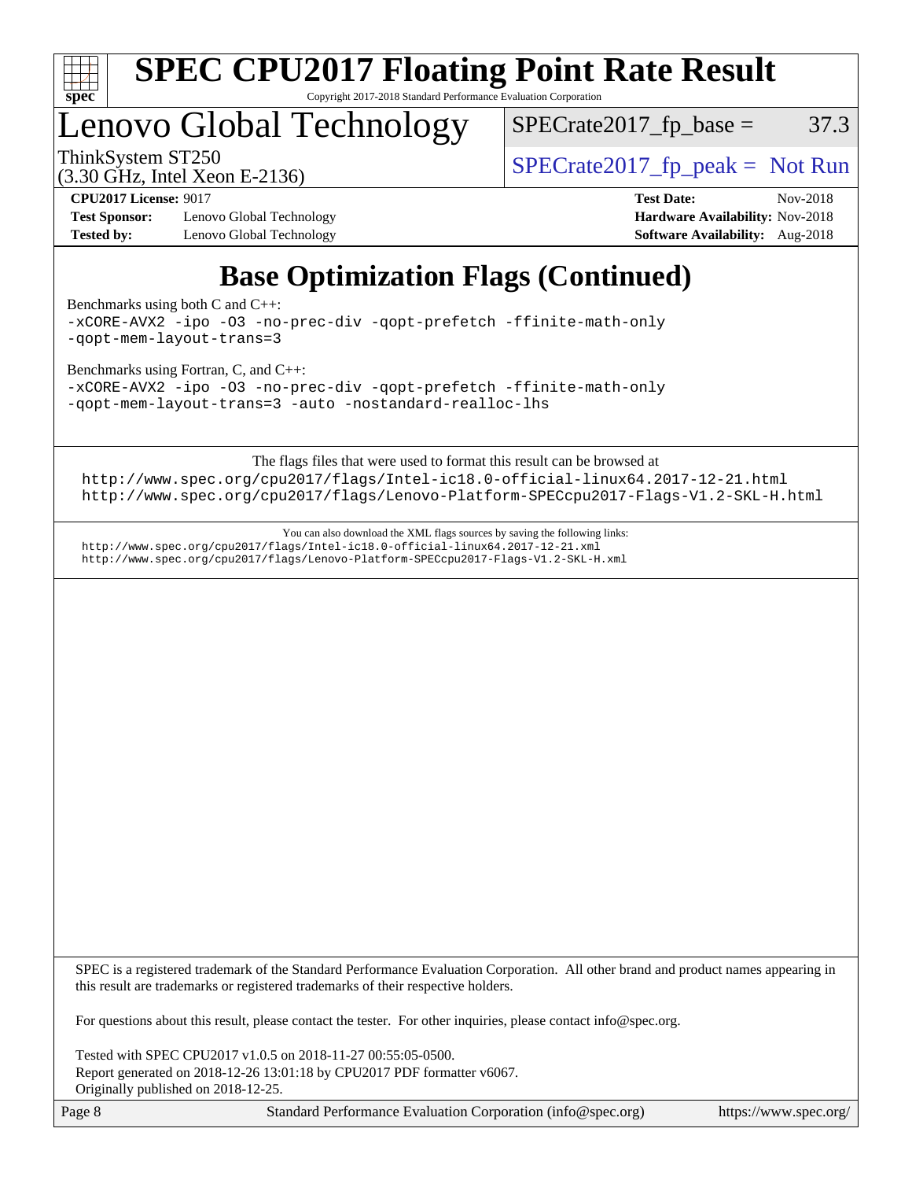# SPEC CPU2017 Floating Point Rate Result

Copyright 2017-2018 Standard Performance Evaluation Corporation

## Lenovo Global Technology

ThinkSystem ST250
(3.30 GHz, Intel Xeon E-2136)

SPECrate2017_fp_base = 37.3

SPECrate2017_fp_peak = Not Run

**CPU2017 License:** 9017
**Test Sponsor:** Lenovo Global Technology
**Tested by:** Lenovo Global Technology

**Test Date:** Nov-2018
**Hardware Availability:** Nov-2018
**Software Availability:** Aug-2018

## Base Optimization Flags (Continued)

Benchmarks using both C and C++:

```
-xCORE-AVX2 -ipo -O3 -no-prec-div -qopt-prefetch -ffinite-math-only
-qopt-mem-layout-trans=3
```

Benchmarks using Fortran, C, and C++:

```
-xCORE-AVX2 -ipo -O3 -no-prec-div -qopt-prefetch -ffinite-math-only
-qopt-mem-layout-trans=3 -auto -nostandard-realloc-lhs
```

The flags files that were used to format this result can be browsed at

http://www.spec.org/cpu2017/flags/Intel-ic18.0-official-linux64.2017-12-21.html
http://www.spec.org/cpu2017/flags/Lenovo-Platform-SPECcpu2017-Flags-V1.2-SKL-H.html

You can also download the XML flags sources by saving the following links:

http://www.spec.org/cpu2017/flags/Intel-ic18.0-official-linux64.2017-12-21.xml
http://www.spec.org/cpu2017/flags/Lenovo-Platform-SPECcpu2017-Flags-V1.2-SKL-H.xml

SPEC is a registered trademark of the Standard Performance Evaluation Corporation. All other brand and product names appearing in this result are trademarks or registered trademarks of their respective holders.

For questions about this result, please contact the tester. For other inquiries, please contact info@spec.org.

Tested with SPEC CPU2017 v1.0.5 on 2018-11-27 00:55:05-0500.
Report generated on 2018-12-26 13:01:18 by CPU2017 PDF formatter v6067.
Originally published on 2018-12-25.